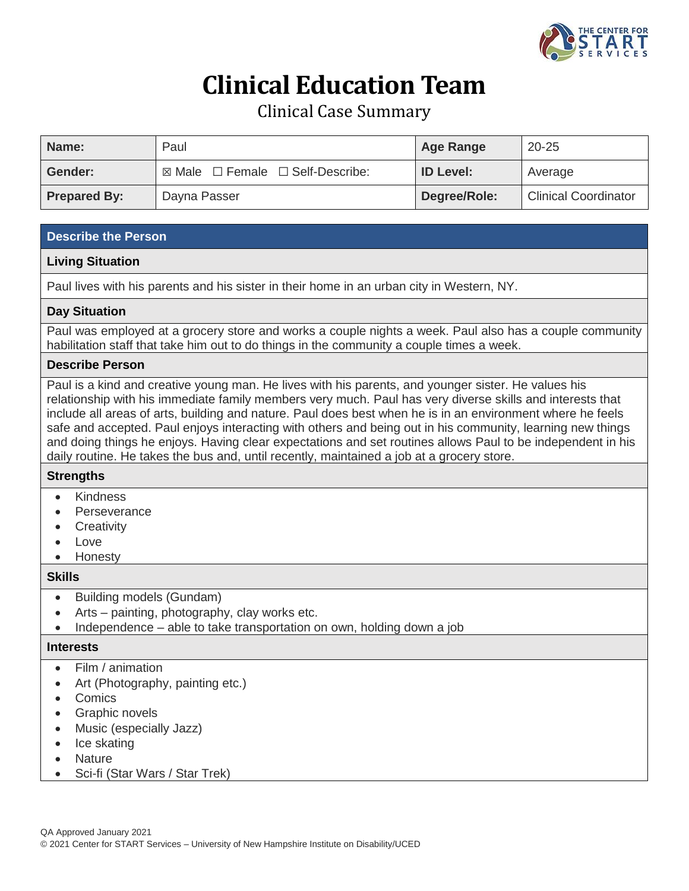# Clinical Education Team

## Clinical Case Summary

| Name: | Paul | Age Range | 20-25 |
|---|---|---|---|
| Gender: | ☒ Male ☐ Female ☐ Self-Describe: | ID Level: | Average |
| Prepared By: | Dayna Passer | Degree/Role: | Clinical Coordinator |

## Describe the Person

### Living Situation

Paul lives with his parents and his sister in their home in an urban city in Western, NY.

### Day Situation

Paul was employed at a grocery store and works a couple nights a week. Paul also has a couple community habilitation staff that take him out to do things in the community a couple times a week.

### Describe Person

Paul is a kind and creative young man. He lives with his parents, and younger sister. He values his relationship with his immediate family members very much. Paul has very diverse skills and interests that include all areas of arts, building and nature. Paul does best when he is in an environment where he feels safe and accepted. Paul enjoys interacting with others and being out in his community, learning new things and doing things he enjoys. Having clear expectations and set routines allows Paul to be independent in his daily routine. He takes the bus and, until recently, maintained a job at a grocery store.

### Strengths

- Kindness
- Perseverance
- Creativity
- Love
- Honesty

### Skills

- Building models (Gundam)
- Arts – painting, photography, clay works etc.
- Independence – able to take transportation on own, holding down a job

### Interests

- Film / animation
- Art (Photography, painting etc.)
- Comics
- Graphic novels
- Music (especially Jazz)
- Ice skating
- Nature
- Sci-fi (Star Wars / Star Trek)

QA Approved January 2021
© 2021 Center for START Services – University of New Hampshire Institute on Disability/UCED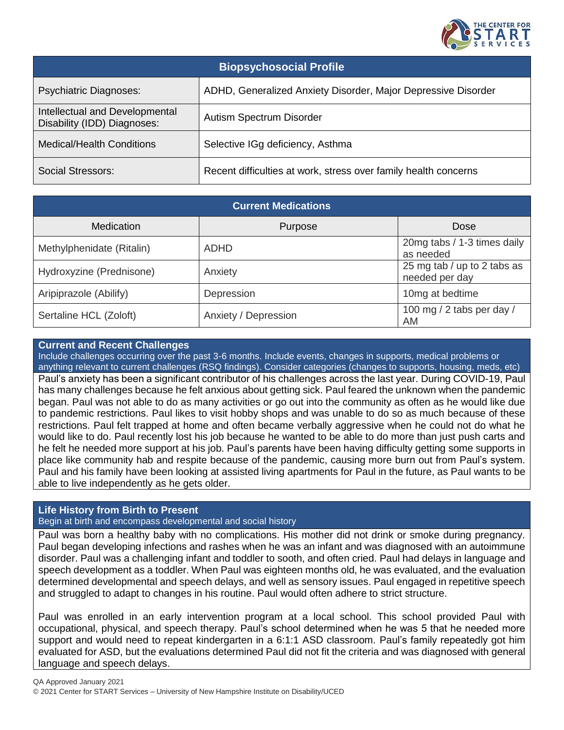## Biopsychosocial Profile

| | |
|---|---|
| Psychiatric Diagnoses: | ADHD, Generalized Anxiety Disorder, Major Depressive Disorder |
| Intellectual and Developmental Disability (IDD) Diagnoses: | Autism Spectrum Disorder |
| Medical/Health Conditions | Selective IGg deficiency, Asthma |
| Social Stressors: | Recent difficulties at work, stress over family health concerns |

## Current Medications

| Medication | Purpose | Dose |
|---|---|---|
| Methylphenidate (Ritalin) | ADHD | 20mg tabs / 1-3 times daily as needed |
| Hydroxyzine (Prednisone) | Anxiety | 25 mg tab / up to 2 tabs as needed per day |
| Aripiprazole (Abilify) | Depression | 10mg at bedtime |
| Sertaline HCL (Zoloft) | Anxiety / Depression | 100 mg / 2 tabs per day / AM |

### Current and Recent Challenges

Include challenges occurring over the past 3-6 months. Include events, changes in supports, medical problems or anything relevant to current challenges (RSQ findings). Consider categories (changes to supports, housing, meds, etc)

Paul's anxiety has been a significant contributor of his challenges across the last year. During COVID-19, Paul has many challenges because he felt anxious about getting sick. Paul feared the unknown when the pandemic began. Paul was not able to do as many activities or go out into the community as often as he would like due to pandemic restrictions. Paul likes to visit hobby shops and was unable to do so as much because of these restrictions. Paul felt trapped at home and often became verbally aggressive when he could not do what he would like to do. Paul recently lost his job because he wanted to be able to do more than just push carts and he felt he needed more support at his job. Paul's parents have been having difficulty getting some supports in place like community hab and respite because of the pandemic, causing more burn out from Paul's system. Paul and his family have been looking at assisted living apartments for Paul in the future, as Paul wants to be able to live independently as he gets older.

### Life History from Birth to Present

Begin at birth and encompass developmental and social history

Paul was born a healthy baby with no complications. His mother did not drink or smoke during pregnancy. Paul began developing infections and rashes when he was an infant and was diagnosed with an autoimmune disorder. Paul was a challenging infant and toddler to sooth, and often cried. Paul had delays in language and speech development as a toddler. When Paul was eighteen months old, he was evaluated, and the evaluation determined developmental and speech delays, and well as sensory issues. Paul engaged in repetitive speech and struggled to adapt to changes in his routine. Paul would often adhere to strict structure.

Paul was enrolled in an early intervention program at a local school. This school provided Paul with occupational, physical, and speech therapy. Paul's school determined when he was 5 that he needed more support and would need to repeat kindergarten in a 6:1:1 ASD classroom. Paul's family repeatedly got him evaluated for ASD, but the evaluations determined Paul did not fit the criteria and was diagnosed with general language and speech delays.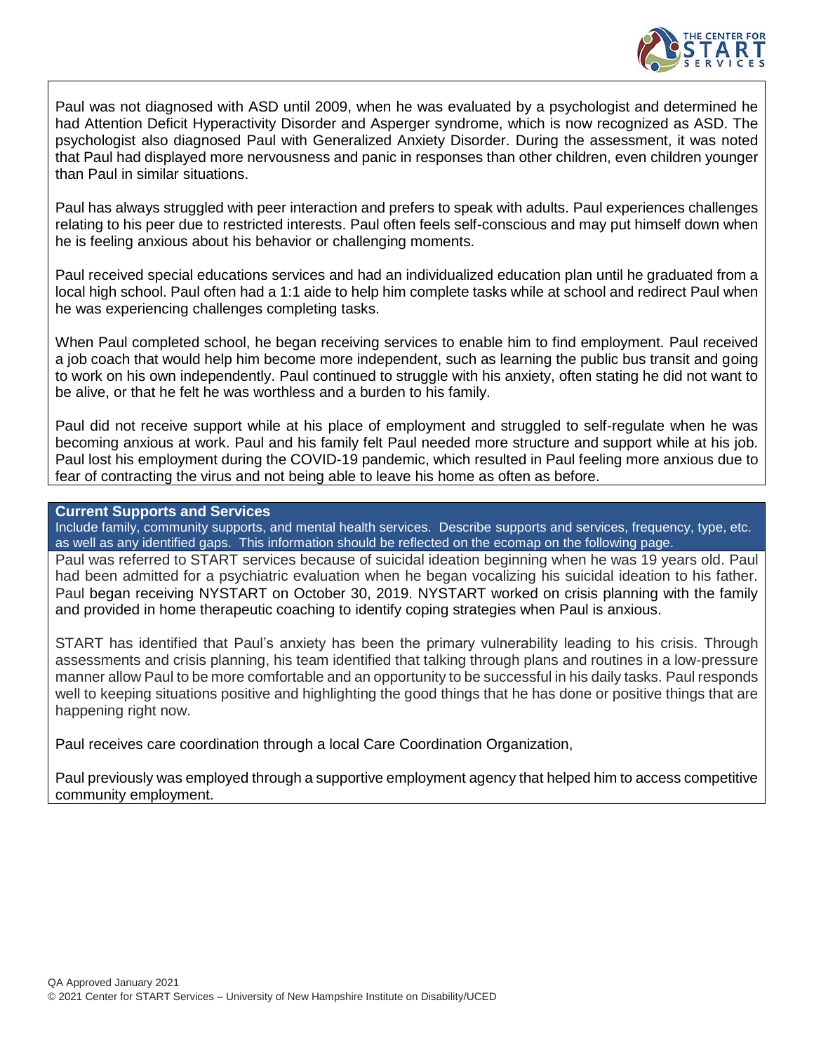Paul was not diagnosed with ASD until 2009, when he was evaluated by a psychologist and determined he had Attention Deficit Hyperactivity Disorder and Asperger syndrome, which is now recognized as ASD. The psychologist also diagnosed Paul with Generalized Anxiety Disorder. During the assessment, it was noted that Paul had displayed more nervousness and panic in responses than other children, even children younger than Paul in similar situations.

Paul has always struggled with peer interaction and prefers to speak with adults. Paul experiences challenges relating to his peer due to restricted interests. Paul often feels self-conscious and may put himself down when he is feeling anxious about his behavior or challenging moments.

Paul received special educations services and had an individualized education plan until he graduated from a local high school. Paul often had a 1:1 aide to help him complete tasks while at school and redirect Paul when he was experiencing challenges completing tasks.

When Paul completed school, he began receiving services to enable him to find employment. Paul received a job coach that would help him become more independent, such as learning the public bus transit and going to work on his own independently. Paul continued to struggle with his anxiety, often stating he did not want to be alive, or that he felt he was worthless and a burden to his family.

Paul did not receive support while at his place of employment and struggled to self-regulate when he was becoming anxious at work. Paul and his family felt Paul needed more structure and support while at his job. Paul lost his employment during the COVID-19 pandemic, which resulted in Paul feeling more anxious due to fear of contracting the virus and not being able to leave his home as often as before.

## Current Supports and Services

Include family, community supports, and mental health services. Describe supports and services, frequency, type, etc. as well as any identified gaps. This information should be reflected on the ecomap on the following page.

Paul was referred to START services because of suicidal ideation beginning when he was 19 years old. Paul had been admitted for a psychiatric evaluation when he began vocalizing his suicidal ideation to his father. Paul began receiving NYSTART on October 30, 2019. NYSTART worked on crisis planning with the family and provided in home therapeutic coaching to identify coping strategies when Paul is anxious.

START has identified that Paul's anxiety has been the primary vulnerability leading to his crisis. Through assessments and crisis planning, his team identified that talking through plans and routines in a low-pressure manner allow Paul to be more comfortable and an opportunity to be successful in his daily tasks. Paul responds well to keeping situations positive and highlighting the good things that he has done or positive things that are happening right now.

Paul receives care coordination through a local Care Coordination Organization,

Paul previously was employed through a supportive employment agency that helped him to access competitive community employment.